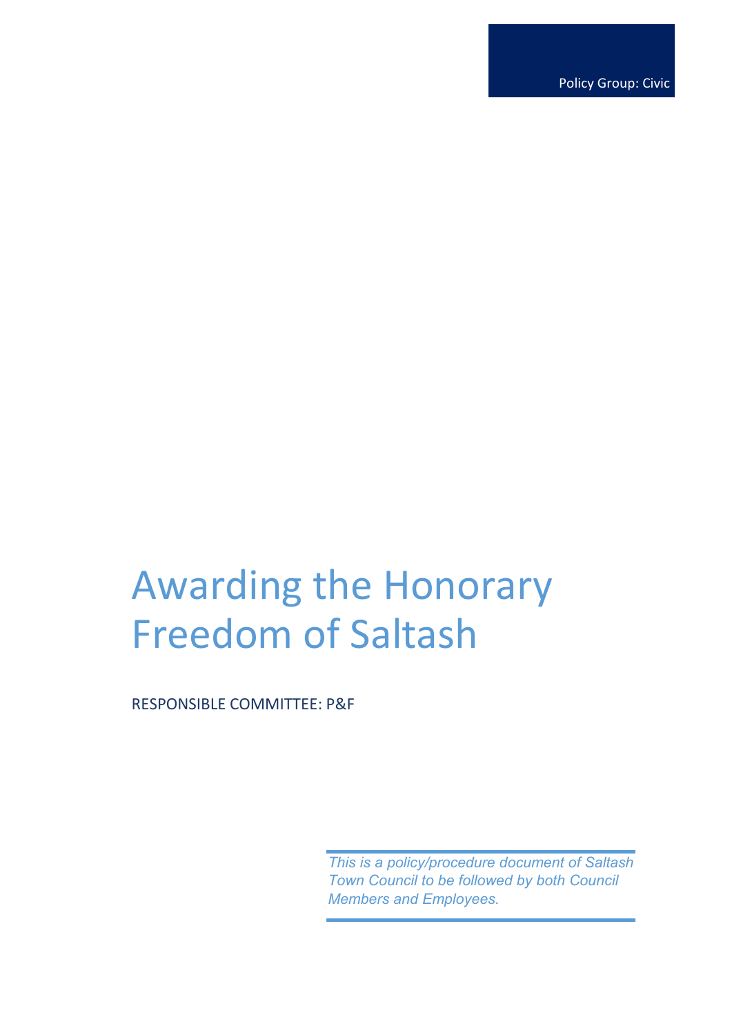Policy Group: Civic

# Awarding the Honorary Freedom of Saltash

RESPONSIBLE COMMITTEE: P&F

*This is a policy/procedure document of Saltash Town Council to be followed by both Council Members and Employees.*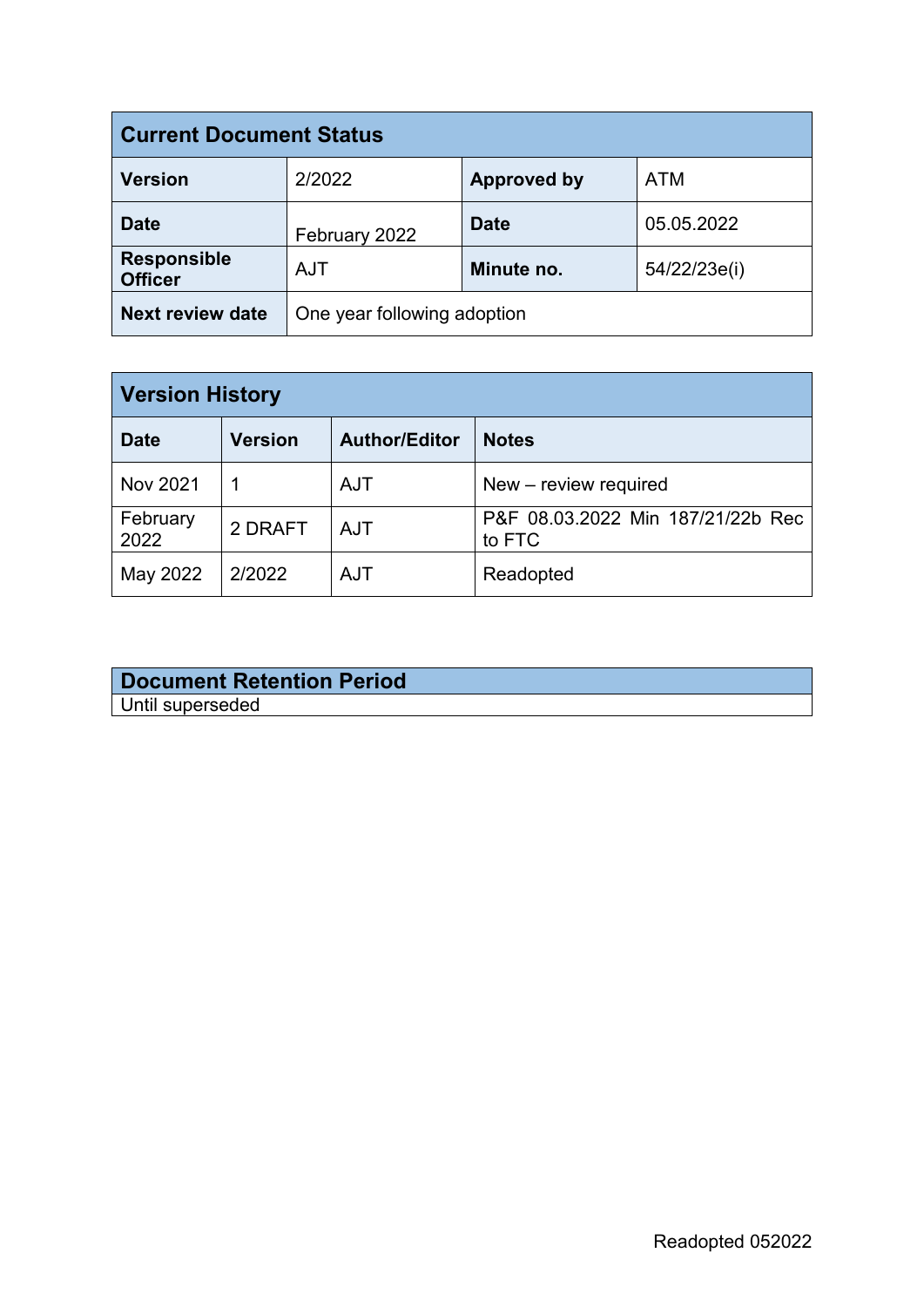| Current Document Status | | | |
|---|---|---|---|
| **Version** | 2/2022 | **Approved by** | ATM |
| **Date** | February 2022 | **Date** | 05.05.2022 |
| **Responsible Officer** | AJT | **Minute no.** | 54/22/23e(i) |
| **Next review date** | One year following adoption | | |

| Version History | | | |
|---|---|---|---|
| **Date** | **Version** | **Author/Editor** | **Notes** |
| Nov 2021 | 1 | AJT | New – review required |
| February 2022 | 2 DRAFT | AJT | P&F 08.03.2022 Min 187/21/22b Rec to FTC |
| May 2022 | 2/2022 | AJT | Readopted |

| Document Retention Period |
|---|
| Until superseded |

Readopted 052022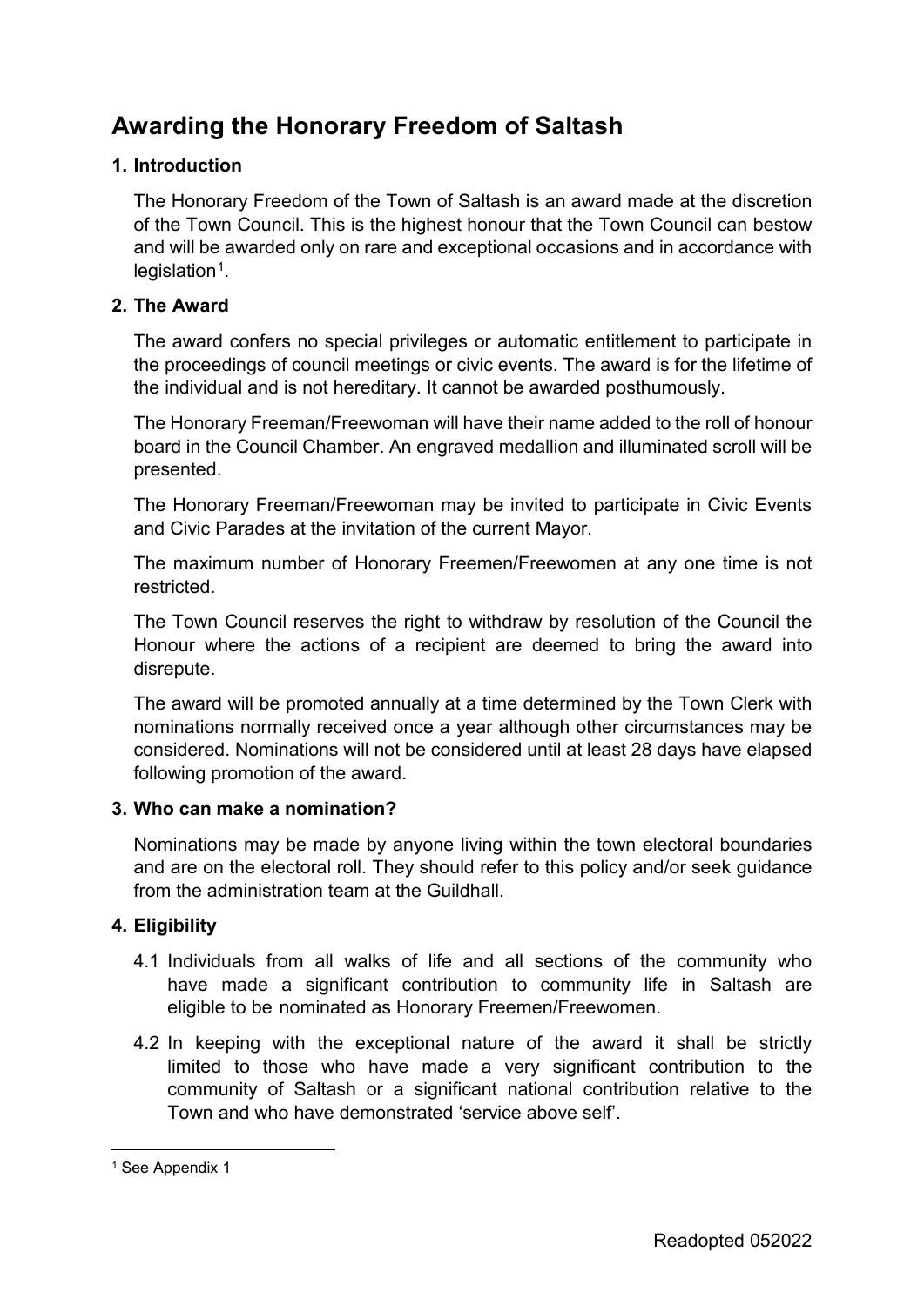# Awarding the Honorary Freedom of Saltash

## 1. Introduction

The Honorary Freedom of the Town of Saltash is an award made at the discretion of the Town Council. This is the highest honour that the Town Council can bestow and will be awarded only on rare and exceptional occasions and in accordance with legislation[1].

## 2. The Award

The award confers no special privileges or automatic entitlement to participate in the proceedings of council meetings or civic events. The award is for the lifetime of the individual and is not hereditary. It cannot be awarded posthumously.

The Honorary Freeman/Freewoman will have their name added to the roll of honour board in the Council Chamber. An engraved medallion and illuminated scroll will be presented.

The Honorary Freeman/Freewoman may be invited to participate in Civic Events and Civic Parades at the invitation of the current Mayor.

The maximum number of Honorary Freemen/Freewomen at any one time is not restricted.

The Town Council reserves the right to withdraw by resolution of the Council the Honour where the actions of a recipient are deemed to bring the award into disrepute.

The award will be promoted annually at a time determined by the Town Clerk with nominations normally received once a year although other circumstances may be considered. Nominations will not be considered until at least 28 days have elapsed following promotion of the award.

## 3. Who can make a nomination?

Nominations may be made by anyone living within the town electoral boundaries and are on the electoral roll. They should refer to this policy and/or seek guidance from the administration team at the Guildhall.

## 4. Eligibility

4.1 Individuals from all walks of life and all sections of the community who have made a significant contribution to community life in Saltash are eligible to be nominated as Honorary Freemen/Freewomen.

4.2 In keeping with the exceptional nature of the award it shall be strictly limited to those who have made a very significant contribution to the community of Saltash or a significant national contribution relative to the Town and who have demonstrated 'service above self'.

[1] See Appendix 1

Readopted 052022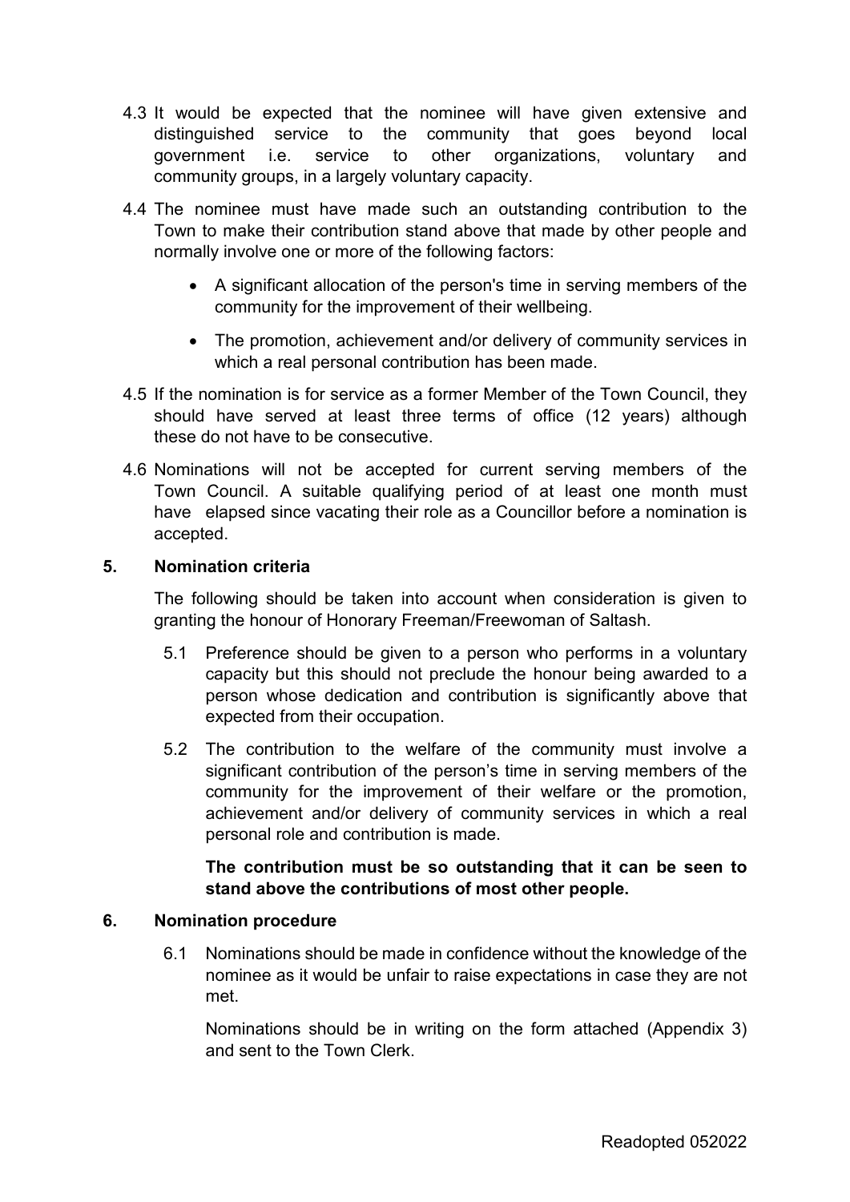4.3 It would be expected that the nominee will have given extensive and distinguished service to the community that goes beyond local government i.e. service to other organizations, voluntary and community groups, in a largely voluntary capacity.

4.4 The nominee must have made such an outstanding contribution to the Town to make their contribution stand above that made by other people and normally involve one or more of the following factors:

- A significant allocation of the person's time in serving members of the community for the improvement of their wellbeing.
- The promotion, achievement and/or delivery of community services in which a real personal contribution has been made.

4.5 If the nomination is for service as a former Member of the Town Council, they should have served at least three terms of office (12 years) although these do not have to be consecutive.

4.6 Nominations will not be accepted for current serving members of the Town Council. A suitable qualifying period of at least one month must have elapsed since vacating their role as a Councillor before a nomination is accepted.

## 5. Nomination criteria

The following should be taken into account when consideration is given to granting the honour of Honorary Freeman/Freewoman of Saltash.

5.1 Preference should be given to a person who performs in a voluntary capacity but this should not preclude the honour being awarded to a person whose dedication and contribution is significantly above that expected from their occupation.

5.2 The contribution to the welfare of the community must involve a significant contribution of the person's time in serving members of the community for the improvement of their welfare or the promotion, achievement and/or delivery of community services in which a real personal role and contribution is made.

**The contribution must be so outstanding that it can be seen to stand above the contributions of most other people.**

## 6. Nomination procedure

6.1 Nominations should be made in confidence without the knowledge of the nominee as it would be unfair to raise expectations in case they are not met.

Nominations should be in writing on the form attached (Appendix 3) and sent to the Town Clerk.

Readopted 052022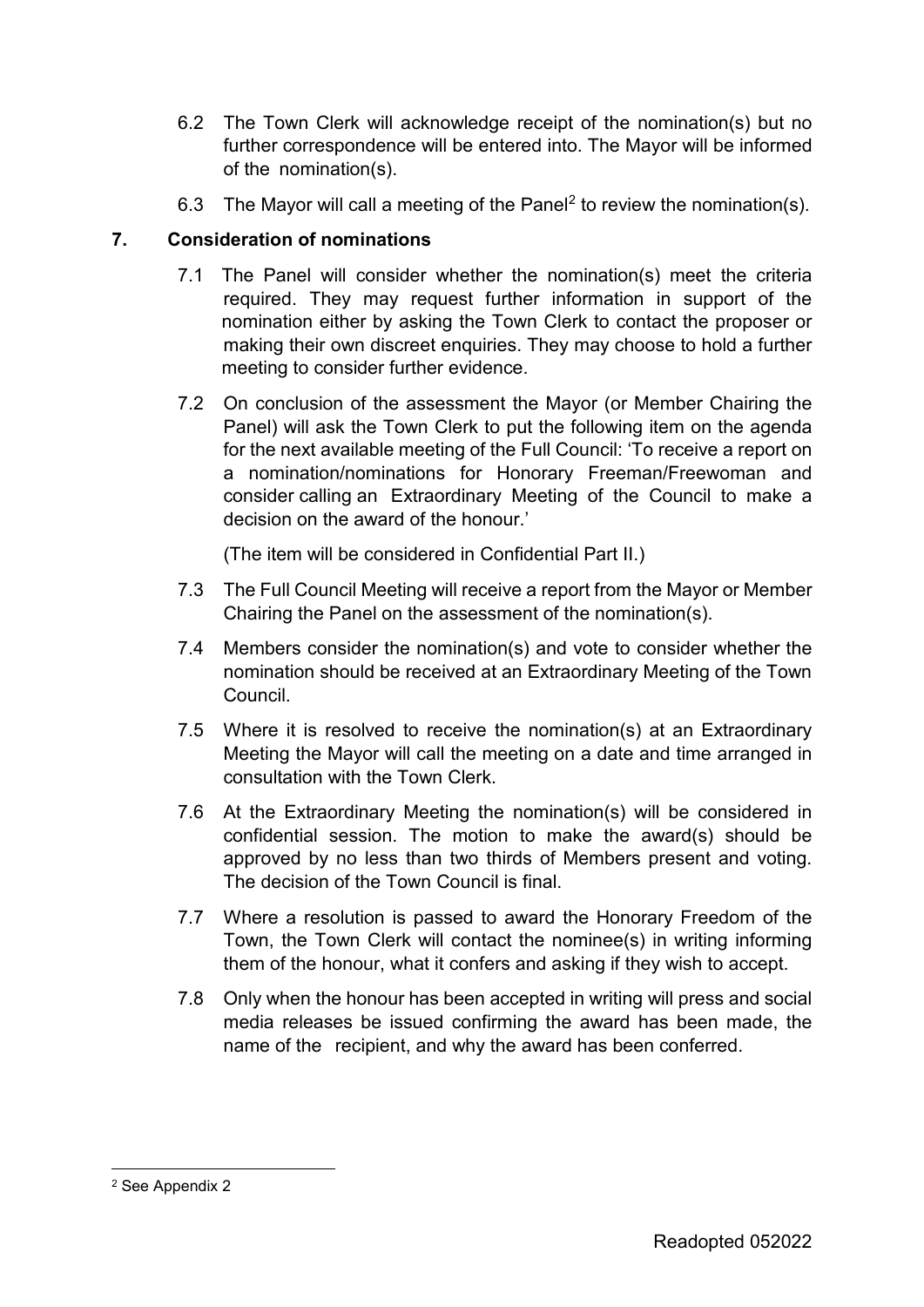6.2 The Town Clerk will acknowledge receipt of the nomination(s) but no further correspondence will be entered into. The Mayor will be informed of the nomination(s).

6.3 The Mayor will call a meeting of the Panel[2] to review the nomination(s).

## 7. Consideration of nominations

7.1 The Panel will consider whether the nomination(s) meet the criteria required. They may request further information in support of the nomination either by asking the Town Clerk to contact the proposer or making their own discreet enquiries. They may choose to hold a further meeting to consider further evidence.

7.2 On conclusion of the assessment the Mayor (or Member Chairing the Panel) will ask the Town Clerk to put the following item on the agenda for the next available meeting of the Full Council: 'To receive a report on a nomination/nominations for Honorary Freeman/Freewoman and consider calling an Extraordinary Meeting of the Council to make a decision on the award of the honour.'

(The item will be considered in Confidential Part II.)

7.3 The Full Council Meeting will receive a report from the Mayor or Member Chairing the Panel on the assessment of the nomination(s).

7.4 Members consider the nomination(s) and vote to consider whether the nomination should be received at an Extraordinary Meeting of the Town Council.

7.5 Where it is resolved to receive the nomination(s) at an Extraordinary Meeting the Mayor will call the meeting on a date and time arranged in consultation with the Town Clerk.

7.6 At the Extraordinary Meeting the nomination(s) will be considered in confidential session. The motion to make the award(s) should be approved by no less than two thirds of Members present and voting. The decision of the Town Council is final.

7.7 Where a resolution is passed to award the Honorary Freedom of the Town, the Town Clerk will contact the nominee(s) in writing informing them of the honour, what it confers and asking if they wish to accept.

7.8 Only when the honour has been accepted in writing will press and social media releases be issued confirming the award has been made, the name of the recipient, and why the award has been conferred.

---

[2] See Appendix 2

Readopted 052022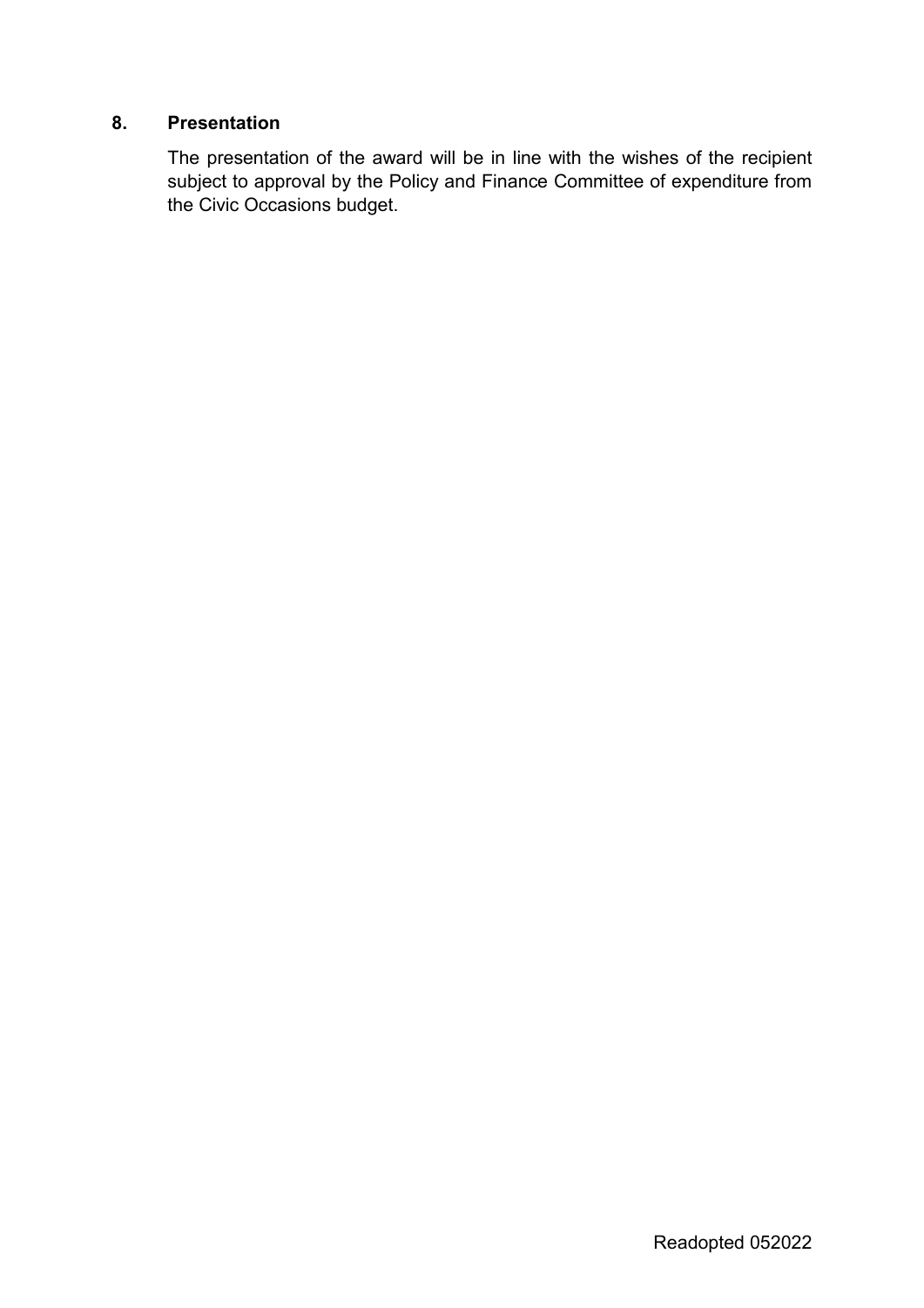## 8. Presentation

The presentation of the award will be in line with the wishes of the recipient subject to approval by the Policy and Finance Committee of expenditure from the Civic Occasions budget.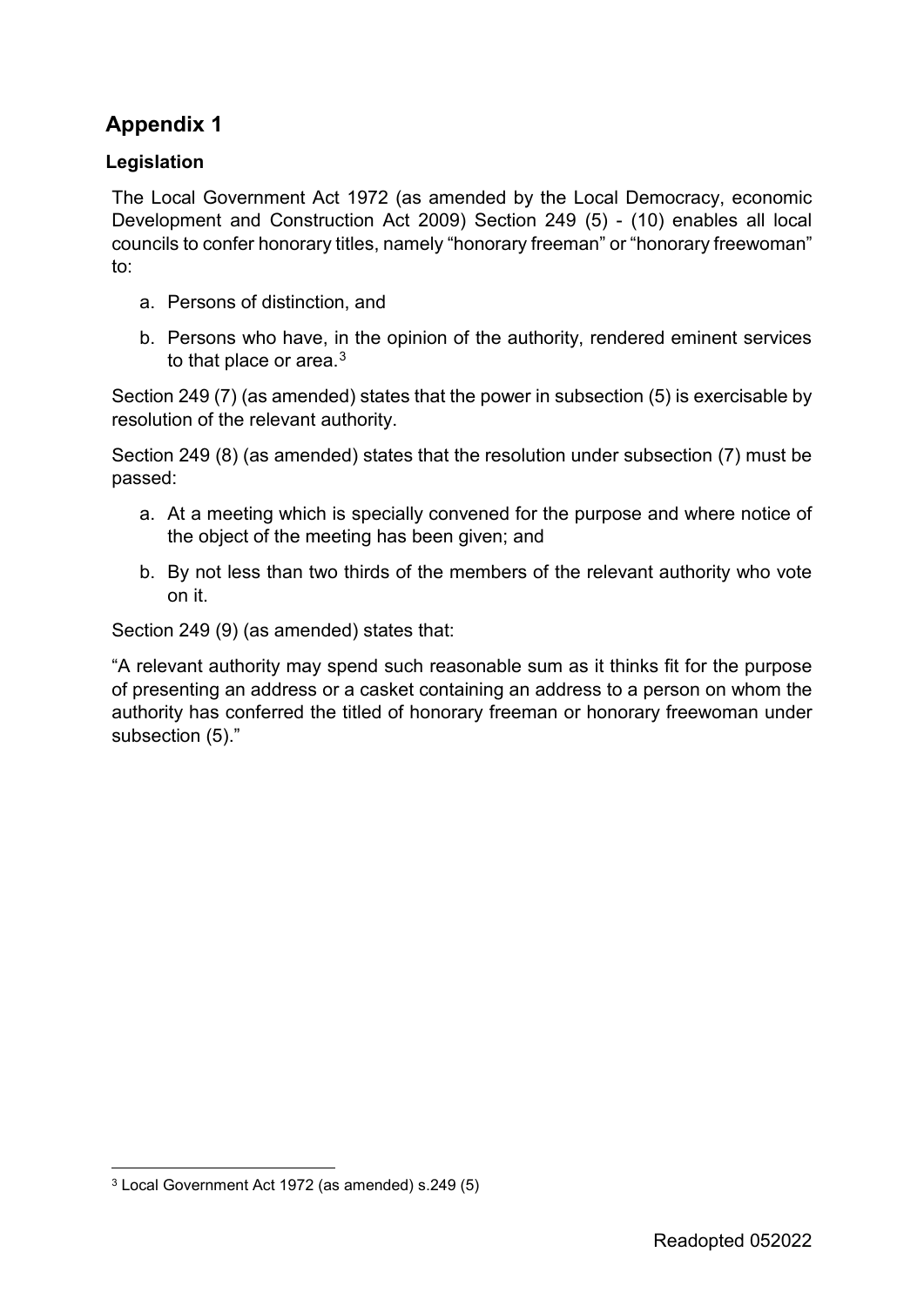## Appendix 1

### Legislation

The Local Government Act 1972 (as amended by the Local Democracy, economic Development and Construction Act 2009) Section 249 (5) - (10) enables all local councils to confer honorary titles, namely "honorary freeman" or "honorary freewoman" to:

a. Persons of distinction, and

b. Persons who have, in the opinion of the authority, rendered eminent services to that place or area.[3]

Section 249 (7) (as amended) states that the power in subsection (5) is exercisable by resolution of the relevant authority.

Section 249 (8) (as amended) states that the resolution under subsection (7) must be passed:

a. At a meeting which is specially convened for the purpose and where notice of the object of the meeting has been given; and

b. By not less than two thirds of the members of the relevant authority who vote on it.

Section 249 (9) (as amended) states that:

"A relevant authority may spend such reasonable sum as it thinks fit for the purpose of presenting an address or a casket containing an address to a person on whom the authority has conferred the titled of honorary freeman or honorary freewoman under subsection (5)."

---

[3] Local Government Act 1972 (as amended) s.249 (5)

Readopted 052022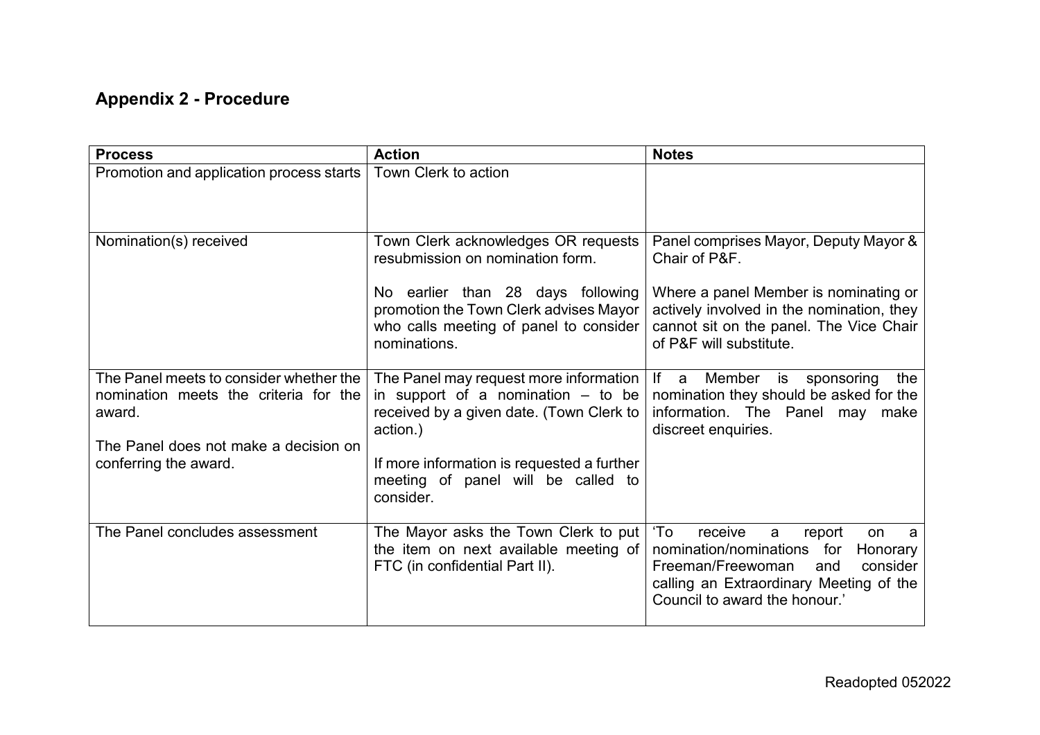## Appendix 2 - Procedure

| Process | Action | Notes |
| --- | --- | --- |
| Promotion and application process starts | Town Clerk to action | |
| Nomination(s) received | Town Clerk acknowledges OR requests resubmission on nomination form.<br><br>No earlier than 28 days following promotion the Town Clerk advises Mayor who calls meeting of panel to consider nominations. | Panel comprises Mayor, Deputy Mayor & Chair of P&F.<br><br>Where a panel Member is nominating or actively involved in the nomination, they cannot sit on the panel. The Vice Chair of P&F will substitute. |
| The Panel meets to consider whether the nomination meets the criteria for the award.<br><br>The Panel does not make a decision on conferring the award. | The Panel may request more information in support of a nomination – to be received by a given date. (Town Clerk to action.)<br><br>If more information is requested a further meeting of panel will be called to consider. | If a Member is sponsoring the nomination they should be asked for the information. The Panel may make discreet enquiries. |
| The Panel concludes assessment | The Mayor asks the Town Clerk to put the item on next available meeting of FTC (in confidential Part II). | 'To receive a report on a nomination/nominations for Honorary Freeman/Freewoman and consider calling an Extraordinary Meeting of the Council to award the honour.' |

Readopted 052022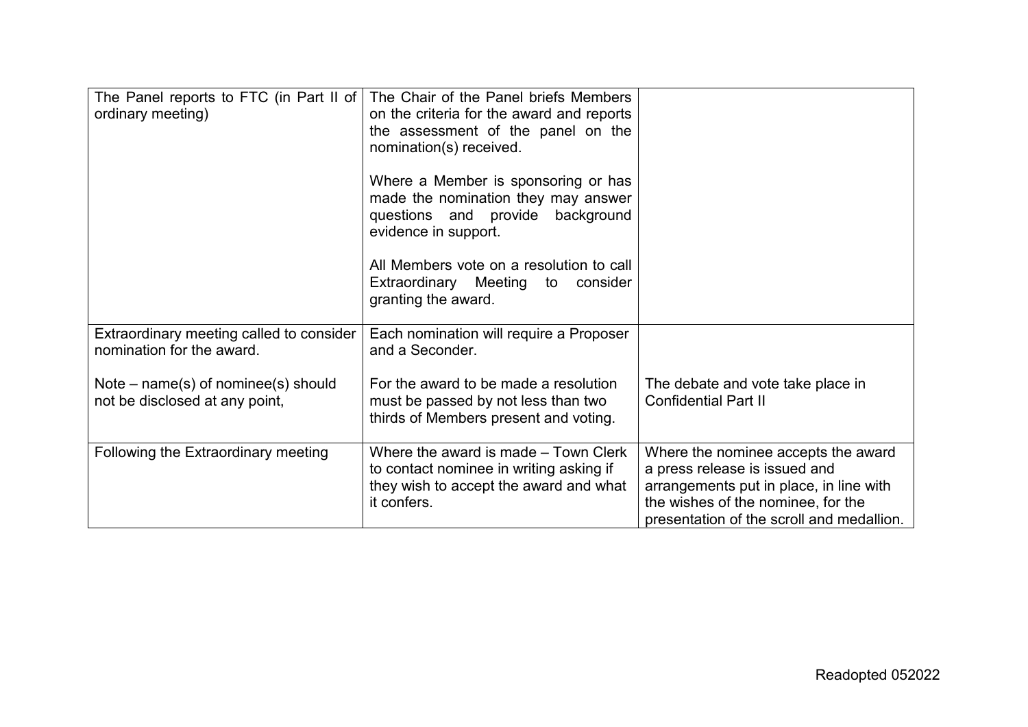| | | |
|---|---|---|
| The Panel reports to FTC (in Part II of ordinary meeting) | The Chair of the Panel briefs Members on the criteria for the award and reports the assessment of the panel on the nomination(s) received.<br><br>Where a Member is sponsoring or has made the nomination they may answer questions and provide background evidence in support.<br><br>All Members vote on a resolution to call Extraordinary Meeting to consider granting the award. | |
| Extraordinary meeting called to consider nomination for the award.<br><br>Note – name(s) of nominee(s) should not be disclosed at any point, | Each nomination will require a Proposer and a Seconder.<br><br>For the award to be made a resolution must be passed by not less than two thirds of Members present and voting. | The debate and vote take place in Confidential Part II |
| Following the Extraordinary meeting | Where the award is made – Town Clerk to contact nominee in writing asking if they wish to accept the award and what it confers. | Where the nominee accepts the award a press release is issued and arrangements put in place, in line with the wishes of the nominee, for the presentation of the scroll and medallion. |

Readopted 052022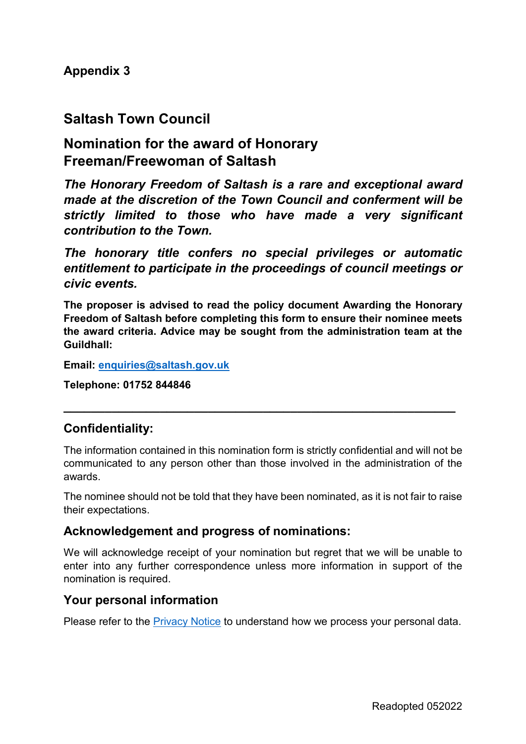**Appendix 3**

## Saltash Town Council

## Nomination for the award of Honorary Freeman/Freewoman of Saltash

***The Honorary Freedom of Saltash is a rare and exceptional award made at the discretion of the Town Council and conferment will be strictly limited to those who have made a very significant contribution to the Town.***

***The honorary title confers no special privileges or automatic entitlement to participate in the proceedings of council meetings or civic events.***

**The proposer is advised to read the policy document Awarding the Honorary Freedom of Saltash before completing this form to ensure their nominee meets the award criteria. Advice may be sought from the administration team at the Guildhall:**

**Email: enquiries@saltash.gov.uk**

**Telephone: 01752 844846**

---

### Confidentiality:

The information contained in this nomination form is strictly confidential and will not be communicated to any person other than those involved in the administration of the awards.

The nominee should not be told that they have been nominated, as it is not fair to raise their expectations.

### Acknowledgement and progress of nominations:

We will acknowledge receipt of your nomination but regret that we will be unable to enter into any further correspondence unless more information in support of the nomination is required.

### Your personal information

Please refer to the Privacy Notice to understand how we process your personal data.

Readopted 052022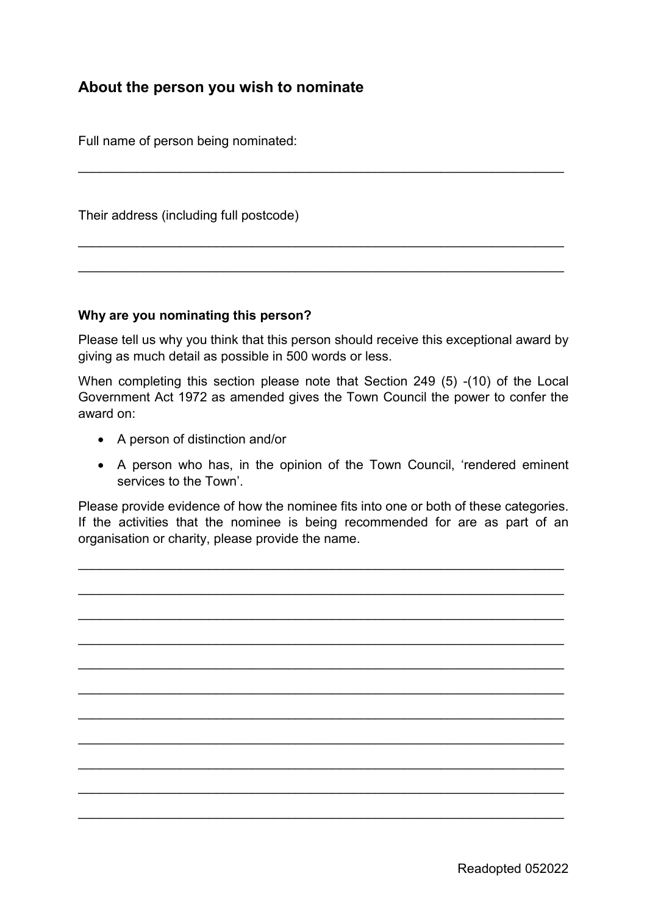## About the person you wish to nominate

Full name of person being nominated:

\_\_\_\_\_\_\_\_\_\_\_\_\_\_\_\_\_\_\_\_\_\_\_\_\_\_\_\_\_\_\_\_\_\_\_\_\_\_\_\_\_\_\_\_\_\_\_\_\_\_\_\_\_\_\_\_\_\_\_\_\_\_\_\_

Their address (including full postcode)

\_\_\_\_\_\_\_\_\_\_\_\_\_\_\_\_\_\_\_\_\_\_\_\_\_\_\_\_\_\_\_\_\_\_\_\_\_\_\_\_\_\_\_\_\_\_\_\_\_\_\_\_\_\_\_\_\_\_\_\_\_\_\_\_

\_\_\_\_\_\_\_\_\_\_\_\_\_\_\_\_\_\_\_\_\_\_\_\_\_\_\_\_\_\_\_\_\_\_\_\_\_\_\_\_\_\_\_\_\_\_\_\_\_\_\_\_\_\_\_\_\_\_\_\_\_\_\_\_

**Why are you nominating this person?**

Please tell us why you think that this person should receive this exceptional award by giving as much detail as possible in 500 words or less.

When completing this section please note that Section 249 (5) -(10) of the Local Government Act 1972 as amended gives the Town Council the power to confer the award on:

- A person of distinction and/or
- A person who has, in the opinion of the Town Council, 'rendered eminent services to the Town'.

Please provide evidence of how the nominee fits into one or both of these categories. If the activities that the nominee is being recommended for are as part of an organisation or charity, please provide the name.

\_\_\_\_\_\_\_\_\_\_\_\_\_\_\_\_\_\_\_\_\_\_\_\_\_\_\_\_\_\_\_\_\_\_\_\_\_\_\_\_\_\_\_\_\_\_\_\_\_\_\_\_\_\_\_\_\_\_\_\_\_\_\_\_

\_\_\_\_\_\_\_\_\_\_\_\_\_\_\_\_\_\_\_\_\_\_\_\_\_\_\_\_\_\_\_\_\_\_\_\_\_\_\_\_\_\_\_\_\_\_\_\_\_\_\_\_\_\_\_\_\_\_\_\_\_\_\_\_

\_\_\_\_\_\_\_\_\_\_\_\_\_\_\_\_\_\_\_\_\_\_\_\_\_\_\_\_\_\_\_\_\_\_\_\_\_\_\_\_\_\_\_\_\_\_\_\_\_\_\_\_\_\_\_\_\_\_\_\_\_\_\_\_

\_\_\_\_\_\_\_\_\_\_\_\_\_\_\_\_\_\_\_\_\_\_\_\_\_\_\_\_\_\_\_\_\_\_\_\_\_\_\_\_\_\_\_\_\_\_\_\_\_\_\_\_\_\_\_\_\_\_\_\_\_\_\_\_

\_\_\_\_\_\_\_\_\_\_\_\_\_\_\_\_\_\_\_\_\_\_\_\_\_\_\_\_\_\_\_\_\_\_\_\_\_\_\_\_\_\_\_\_\_\_\_\_\_\_\_\_\_\_\_\_\_\_\_\_\_\_\_\_

\_\_\_\_\_\_\_\_\_\_\_\_\_\_\_\_\_\_\_\_\_\_\_\_\_\_\_\_\_\_\_\_\_\_\_\_\_\_\_\_\_\_\_\_\_\_\_\_\_\_\_\_\_\_\_\_\_\_\_\_\_\_\_\_

\_\_\_\_\_\_\_\_\_\_\_\_\_\_\_\_\_\_\_\_\_\_\_\_\_\_\_\_\_\_\_\_\_\_\_\_\_\_\_\_\_\_\_\_\_\_\_\_\_\_\_\_\_\_\_\_\_\_\_\_\_\_\_\_

\_\_\_\_\_\_\_\_\_\_\_\_\_\_\_\_\_\_\_\_\_\_\_\_\_\_\_\_\_\_\_\_\_\_\_\_\_\_\_\_\_\_\_\_\_\_\_\_\_\_\_\_\_\_\_\_\_\_\_\_\_\_\_\_

\_\_\_\_\_\_\_\_\_\_\_\_\_\_\_\_\_\_\_\_\_\_\_\_\_\_\_\_\_\_\_\_\_\_\_\_\_\_\_\_\_\_\_\_\_\_\_\_\_\_\_\_\_\_\_\_\_\_\_\_\_\_\_\_

\_\_\_\_\_\_\_\_\_\_\_\_\_\_\_\_\_\_\_\_\_\_\_\_\_\_\_\_\_\_\_\_\_\_\_\_\_\_\_\_\_\_\_\_\_\_\_\_\_\_\_\_\_\_\_\_\_\_\_\_\_\_\_\_

\_\_\_\_\_\_\_\_\_\_\_\_\_\_\_\_\_\_\_\_\_\_\_\_\_\_\_\_\_\_\_\_\_\_\_\_\_\_\_\_\_\_\_\_\_\_\_\_\_\_\_\_\_\_\_\_\_\_\_\_\_\_\_\_

Readopted 052022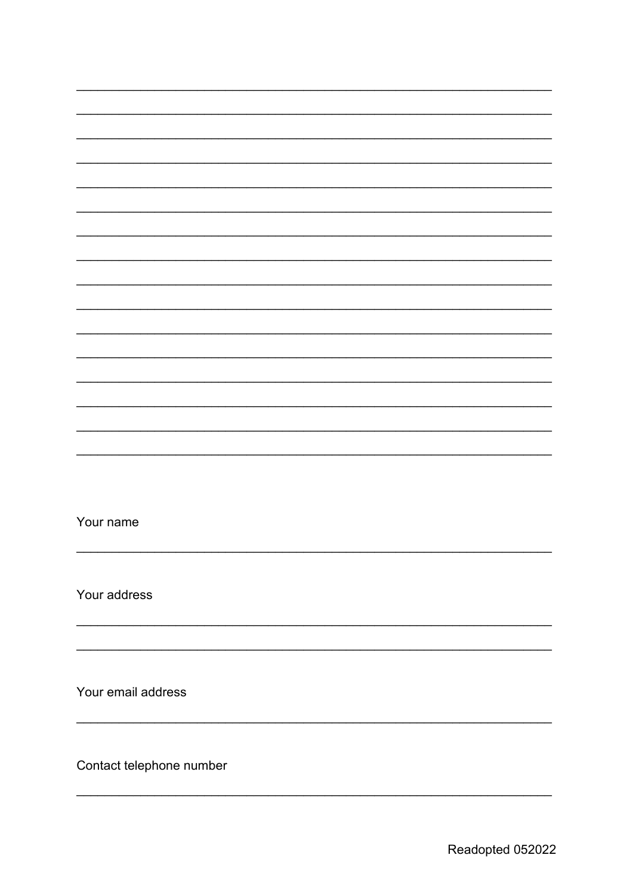________________________________________________________________________

________________________________________________________________________

________________________________________________________________________

________________________________________________________________________

________________________________________________________________________

________________________________________________________________________

________________________________________________________________________

________________________________________________________________________

________________________________________________________________________

________________________________________________________________________

________________________________________________________________________

________________________________________________________________________

________________________________________________________________________

________________________________________________________________________

________________________________________________________________________

________________________________________________________________________

Your name

________________________________________________________________________

Your address

________________________________________________________________________

________________________________________________________________________

Your email address

________________________________________________________________________

Contact telephone number

________________________________________________________________________

Readopted 052022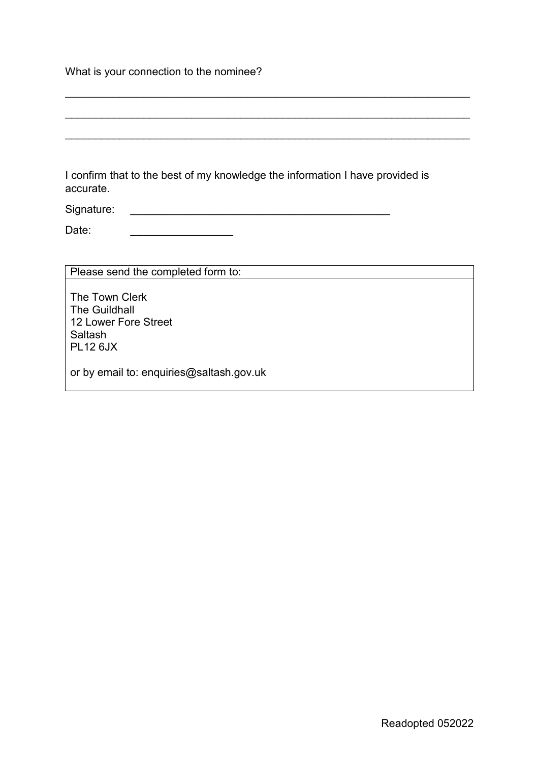What is your connection to the nominee?

_______________________________________________________________________

_______________________________________________________________________

_______________________________________________________________________

I confirm that to the best of my knowledge the information I have provided is accurate.

Signature: ____________________________________________

Date: _________________

| Please send the completed form to: |
|---|
| The Town Clerk<br>The Guildhall<br>12 Lower Fore Street<br>Saltash<br>PL12 6JX<br><br>or by email to: enquiries@saltash.gov.uk |

Readopted 052022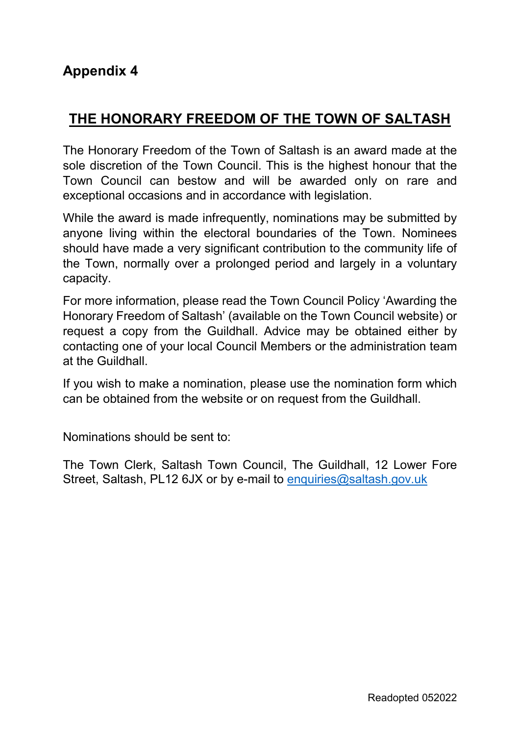**Appendix 4**

## THE HONORARY FREEDOM OF THE TOWN OF SALTASH

The Honorary Freedom of the Town of Saltash is an award made at the sole discretion of the Town Council. This is the highest honour that the Town Council can bestow and will be awarded only on rare and exceptional occasions and in accordance with legislation.

While the award is made infrequently, nominations may be submitted by anyone living within the electoral boundaries of the Town. Nominees should have made a very significant contribution to the community life of the Town, normally over a prolonged period and largely in a voluntary capacity.

For more information, please read the Town Council Policy 'Awarding the Honorary Freedom of Saltash' (available on the Town Council website) or request a copy from the Guildhall. Advice may be obtained either by contacting one of your local Council Members or the administration team at the Guildhall.

If you wish to make a nomination, please use the nomination form which can be obtained from the website or on request from the Guildhall.

Nominations should be sent to:

The Town Clerk, Saltash Town Council, The Guildhall, 12 Lower Fore Street, Saltash, PL12 6JX or by e-mail to enquiries@saltash.gov.uk

Readopted 052022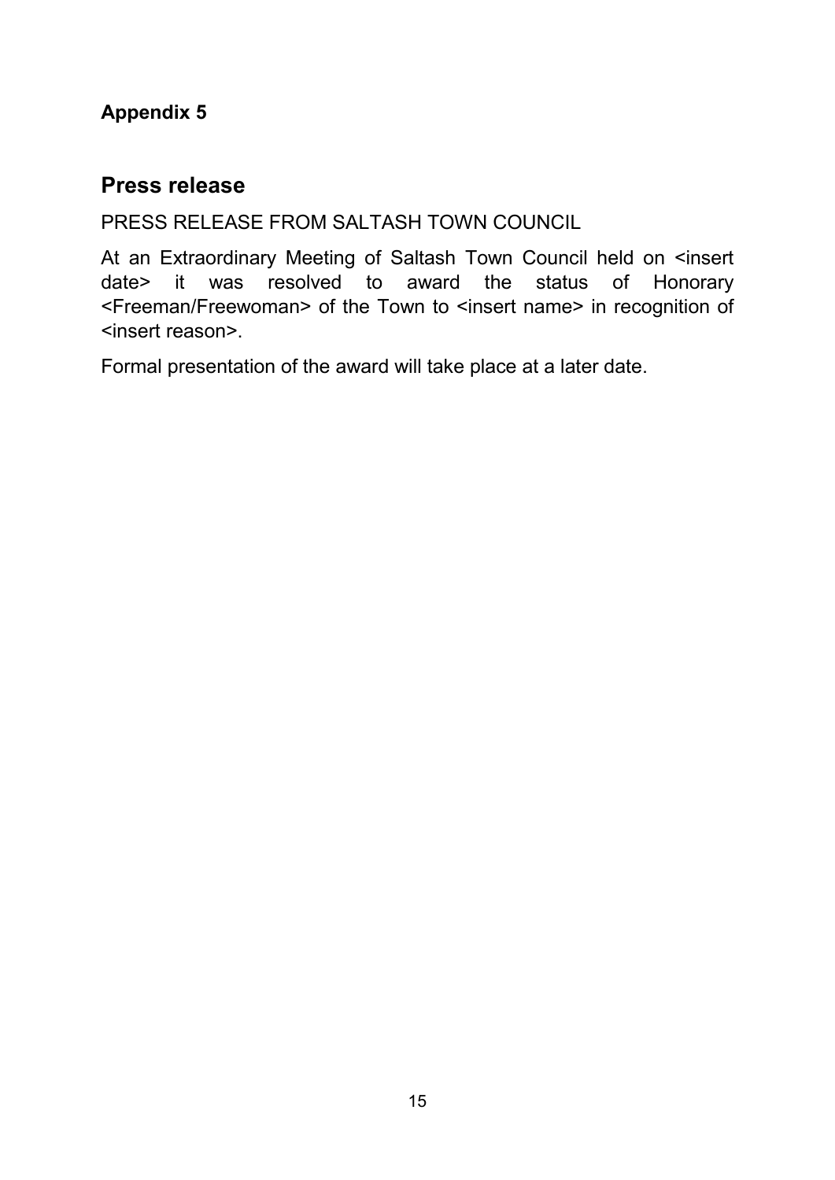**Appendix 5**

## Press release

PRESS RELEASE FROM SALTASH TOWN COUNCIL

At an Extraordinary Meeting of Saltash Town Council held on <insert date> it was resolved to award the status of Honorary <Freeman/Freewoman> of the Town to <insert name> in recognition of <insert reason>.

Formal presentation of the award will take place at a later date.